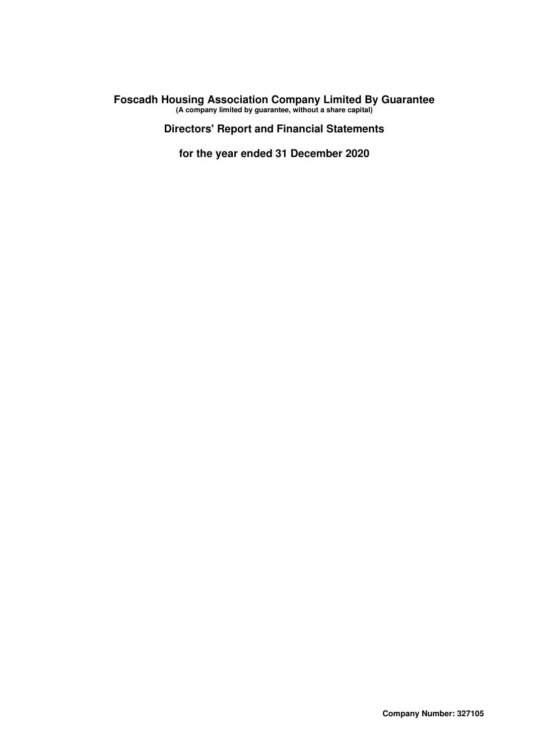# Foscadh Housing Association Company Limited By Guarantee

**(A company limited by guarantee, without a share capital)**

## Directors' Report and Financial Statements

## for the year ended 31 December 2020

**Company Number: 327105**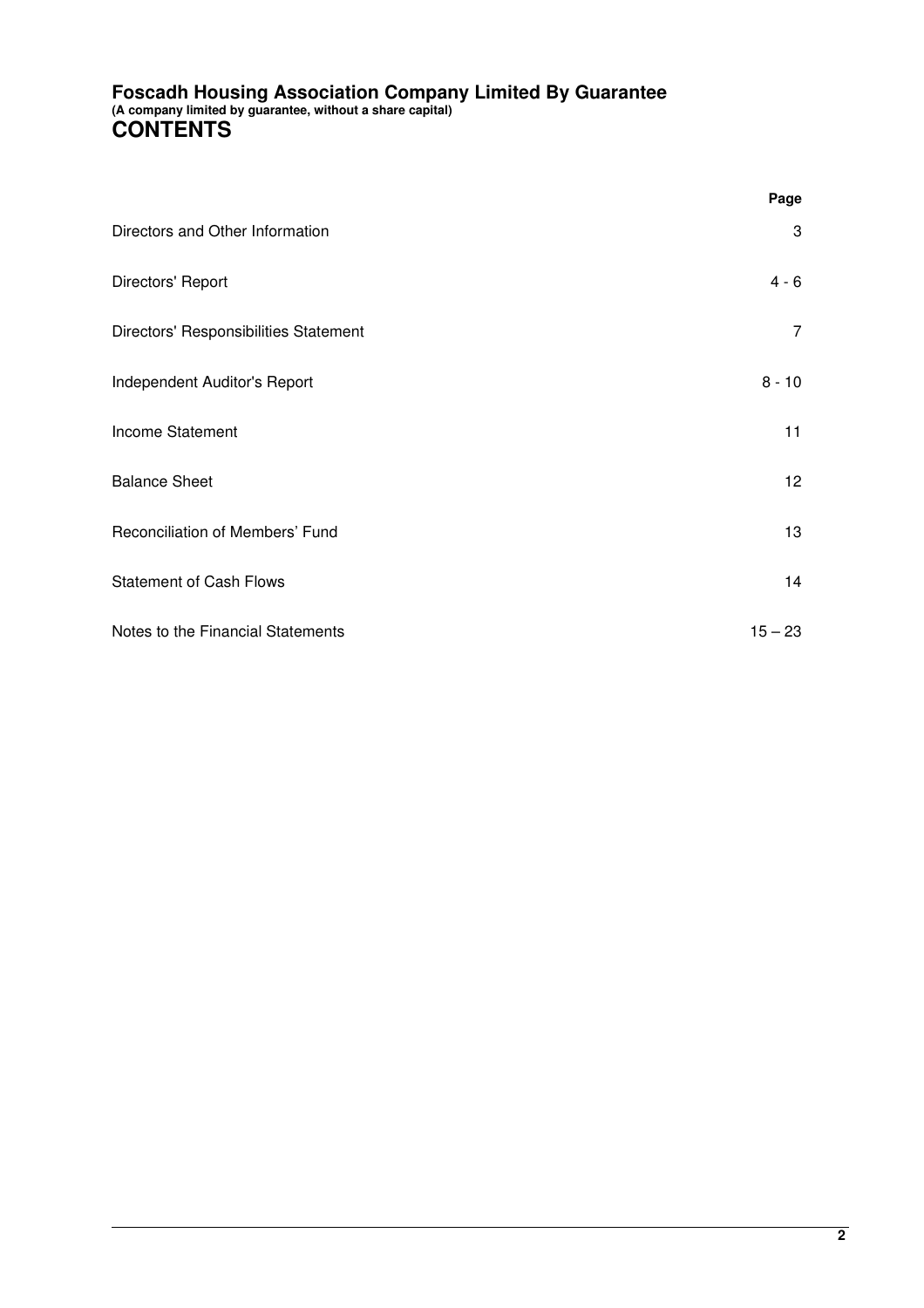**Foscadh Housing Association Company Limited By Guarantee**
**(A company limited by guarantee, without a share capital)**

# CONTENTS

| | Page |
|---|---|
| Directors and Other Information | 3 |
| Directors' Report | 4 - 6 |
| Directors' Responsibilities Statement | 7 |
| Independent Auditor's Report | 8 - 10 |
| Income Statement | 11 |
| Balance Sheet | 12 |
| Reconciliation of Members' Fund | 13 |
| Statement of Cash Flows | 14 |
| Notes to the Financial Statements | 15 – 23 |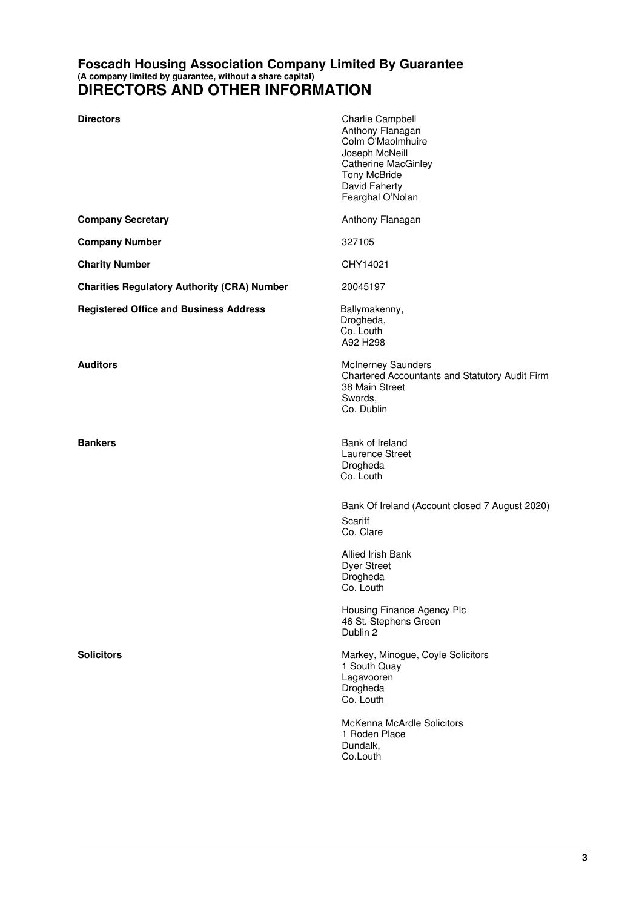# Foscadh Housing Association Company Limited By Guarantee

**(A company limited by guarantee, without a share capital)**

## DIRECTORS AND OTHER INFORMATION

| | |
|---|---|
| **Directors** | Charlie Campbell<br>Anthony Flanagan<br>Colm Ó'Maolmhuire<br>Joseph McNeill<br>Catherine MacGinley<br>Tony McBride<br>David Faherty<br>Fearghal O'Nolan |
| **Company Secretary** | Anthony Flanagan |
| **Company Number** | 327105 |
| **Charity Number** | CHY14021 |
| **Charities Regulatory Authority (CRA) Number** | 20045197 |
| **Registered Office and Business Address** | Ballymakenny,<br>Drogheda,<br>Co. Louth<br>A92 H298 |
| **Auditors** | McInerney Saunders<br>Chartered Accountants and Statutory Audit Firm<br>38 Main Street<br>Swords,<br>Co. Dublin |
| **Bankers** | Bank of Ireland<br>Laurence Street<br>Drogheda<br>Co. Louth<br><br>Bank Of Ireland (Account closed 7 August 2020)<br>Scariff<br>Co. Clare<br><br>Allied Irish Bank<br>Dyer Street<br>Drogheda<br>Co. Louth<br><br>Housing Finance Agency Plc<br>46 St. Stephens Green<br>Dublin 2 |
| **Solicitors** | Markey, Minogue, Coyle Solicitors<br>1 South Quay<br>Lagavooren<br>Drogheda<br>Co. Louth<br><br>McKenna McArdle Solicitors<br>1 Roden Place<br>Dundalk,<br>Co.Louth |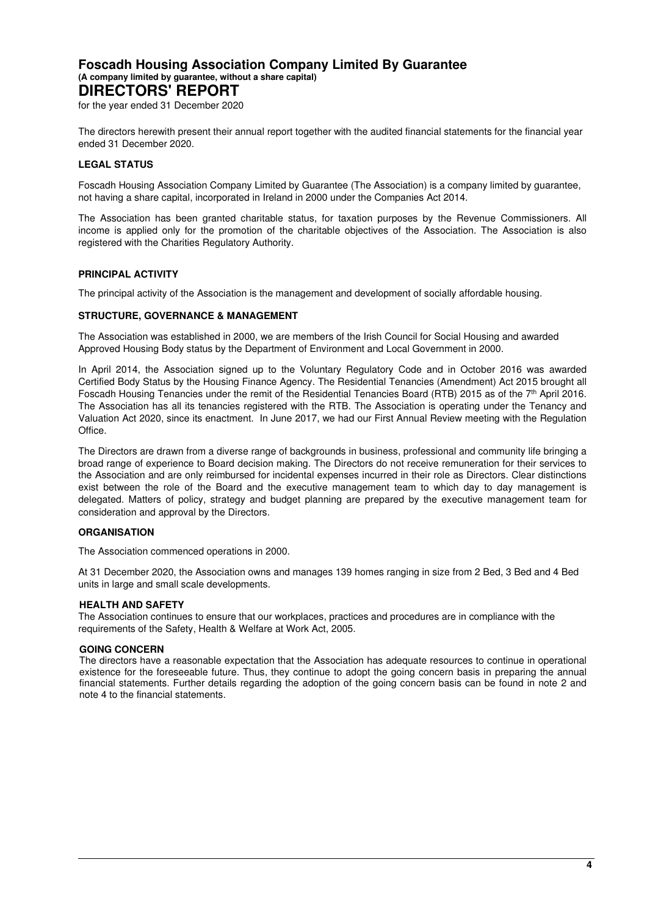# Foscadh Housing Association Company Limited By Guarantee

**(A company limited by guarantee, without a share capital)**

## DIRECTORS' REPORT

for the year ended 31 December 2020

The directors herewith present their annual report together with the audited financial statements for the financial year ended 31 December 2020.

### LEGAL STATUS

Foscadh Housing Association Company Limited by Guarantee (The Association) is a company limited by guarantee, not having a share capital, incorporated in Ireland in 2000 under the Companies Act 2014.

The Association has been granted charitable status, for taxation purposes by the Revenue Commissioners. All income is applied only for the promotion of the charitable objectives of the Association. The Association is also registered with the Charities Regulatory Authority.

### PRINCIPAL ACTIVITY

The principal activity of the Association is the management and development of socially affordable housing.

### STRUCTURE, GOVERNANCE & MANAGEMENT

The Association was established in 2000, we are members of the Irish Council for Social Housing and awarded Approved Housing Body status by the Department of Environment and Local Government in 2000.

In April 2014, the Association signed up to the Voluntary Regulatory Code and in October 2016 was awarded Certified Body Status by the Housing Finance Agency. The Residential Tenancies (Amendment) Act 2015 brought all Foscadh Housing Tenancies under the remit of the Residential Tenancies Board (RTB) 2015 as of the 7th April 2016. The Association has all its tenancies registered with the RTB. The Association is operating under the Tenancy and Valuation Act 2020, since its enactment. In June 2017, we had our First Annual Review meeting with the Regulation Office.

The Directors are drawn from a diverse range of backgrounds in business, professional and community life bringing a broad range of experience to Board decision making. The Directors do not receive remuneration for their services to the Association and are only reimbursed for incidental expenses incurred in their role as Directors. Clear distinctions exist between the role of the Board and the executive management team to which day to day management is delegated. Matters of policy, strategy and budget planning are prepared by the executive management team for consideration and approval by the Directors.

### ORGANISATION

The Association commenced operations in 2000.

At 31 December 2020, the Association owns and manages 139 homes ranging in size from 2 Bed, 3 Bed and 4 Bed units in large and small scale developments.

### HEALTH AND SAFETY

The Association continues to ensure that our workplaces, practices and procedures are in compliance with the requirements of the Safety, Health & Welfare at Work Act, 2005.

### GOING CONCERN

The directors have a reasonable expectation that the Association has adequate resources to continue in operational existence for the foreseeable future. Thus, they continue to adopt the going concern basis in preparing the annual financial statements. Further details regarding the adoption of the going concern basis can be found in note 2 and note 4 to the financial statements.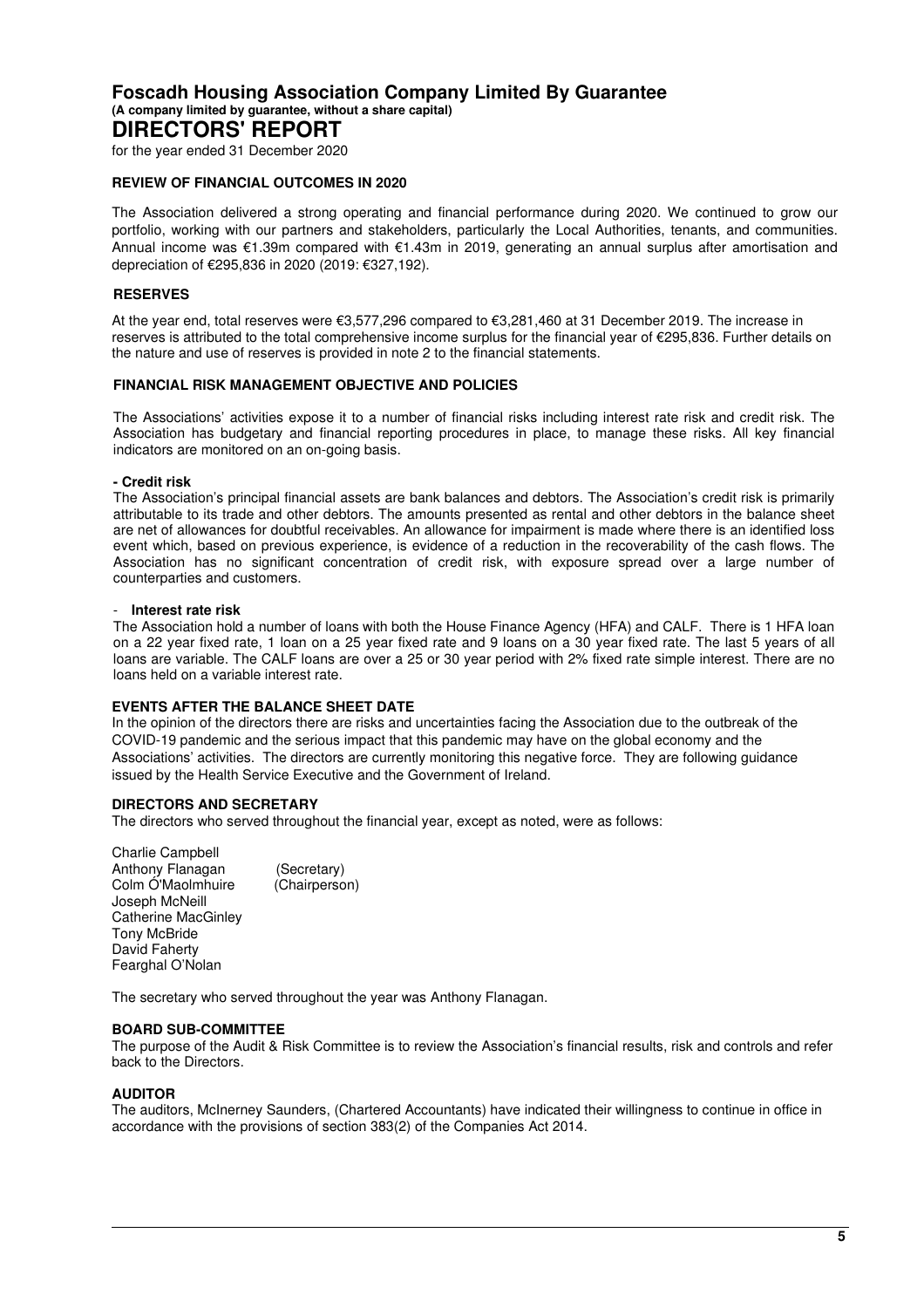# Foscadh Housing Association Company Limited By Guarantee

**(A company limited by guarantee, without a share capital)**

## DIRECTORS' REPORT

for the year ended 31 December 2020

### REVIEW OF FINANCIAL OUTCOMES IN 2020

The Association delivered a strong operating and financial performance during 2020. We continued to grow our portfolio, working with our partners and stakeholders, particularly the Local Authorities, tenants, and communities. Annual income was €1.39m compared with €1.43m in 2019, generating an annual surplus after amortisation and depreciation of €295,836 in 2020 (2019: €327,192).

### RESERVES

At the year end, total reserves were €3,577,296 compared to €3,281,460 at 31 December 2019. The increase in reserves is attributed to the total comprehensive income surplus for the financial year of €295,836. Further details on the nature and use of reserves is provided in note 2 to the financial statements.

### FINANCIAL RISK MANAGEMENT OBJECTIVE AND POLICIES

The Associations' activities expose it to a number of financial risks including interest rate risk and credit risk. The Association has budgetary and financial reporting procedures in place, to manage these risks. All key financial indicators are monitored on an on-going basis.

**- Credit risk**

The Association's principal financial assets are bank balances and debtors. The Association's credit risk is primarily attributable to its trade and other debtors. The amounts presented as rental and other debtors in the balance sheet are net of allowances for doubtful receivables. An allowance for impairment is made where there is an identified loss event which, based on previous experience, is evidence of a reduction in the recoverability of the cash flows. The Association has no significant concentration of credit risk, with exposure spread over a large number of counterparties and customers.

- **Interest rate risk**

The Association hold a number of loans with both the House Finance Agency (HFA) and CALF. There is 1 HFA loan on a 22 year fixed rate, 1 loan on a 25 year fixed rate and 9 loans on a 30 year fixed rate. The last 5 years of all loans are variable. The CALF loans are over a 25 or 30 year period with 2% fixed rate simple interest. There are no loans held on a variable interest rate.

### EVENTS AFTER THE BALANCE SHEET DATE

In the opinion of the directors there are risks and uncertainties facing the Association due to the outbreak of the COVID-19 pandemic and the serious impact that this pandemic may have on the global economy and the Associations' activities. The directors are currently monitoring this negative force. They are following guidance issued by the Health Service Executive and the Government of Ireland.

### DIRECTORS AND SECRETARY

The directors who served throughout the financial year, except as noted, were as follows:

Charlie Campbell
Anthony Flanagan (Secretary)
Colm Ó'Maolmhuire (Chairperson)
Joseph McNeill
Catherine MacGinley
Tony McBride
David Faherty
Fearghal O'Nolan

The secretary who served throughout the year was Anthony Flanagan.

### BOARD SUB-COMMITTEE

The purpose of the Audit & Risk Committee is to review the Association's financial results, risk and controls and refer back to the Directors.

### AUDITOR

The auditors, McInerney Saunders, (Chartered Accountants) have indicated their willingness to continue in office in accordance with the provisions of section 383(2) of the Companies Act 2014.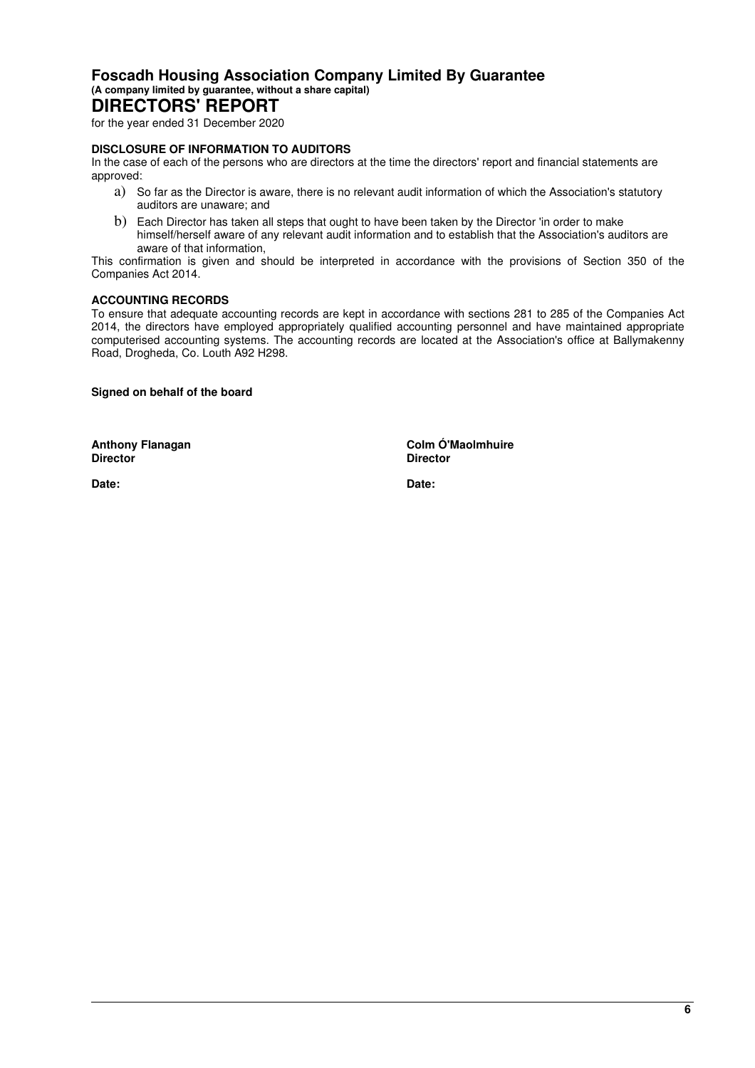# Foscadh Housing Association Company Limited By Guarantee

**(A company limited by guarantee, without a share capital)**

## DIRECTORS' REPORT

for the year ended 31 December 2020

**DISCLOSURE OF INFORMATION TO AUDITORS**

In the case of each of the persons who are directors at the time the directors' report and financial statements are approved:

a) So far as the Director is aware, there is no relevant audit information of which the Association's statutory auditors are unaware; and

b) Each Director has taken all steps that ought to have been taken by the Director 'in order to make himself/herself aware of any relevant audit information and to establish that the Association's auditors are aware of that information,

This confirmation is given and should be interpreted in accordance with the provisions of Section 350 of the Companies Act 2014.

**ACCOUNTING RECORDS**

To ensure that adequate accounting records are kept in accordance with sections 281 to 285 of the Companies Act 2014, the directors have employed appropriately qualified accounting personnel and have maintained appropriate computerised accounting systems. The accounting records are located at the Association's office at Ballymakenny Road, Drogheda, Co. Louth A92 H298.

**Signed on behalf of the board**

**Anthony Flanagan**
**Director**

**Date:**

**Colm Ó'Maolmhuire**
**Director**

**Date:**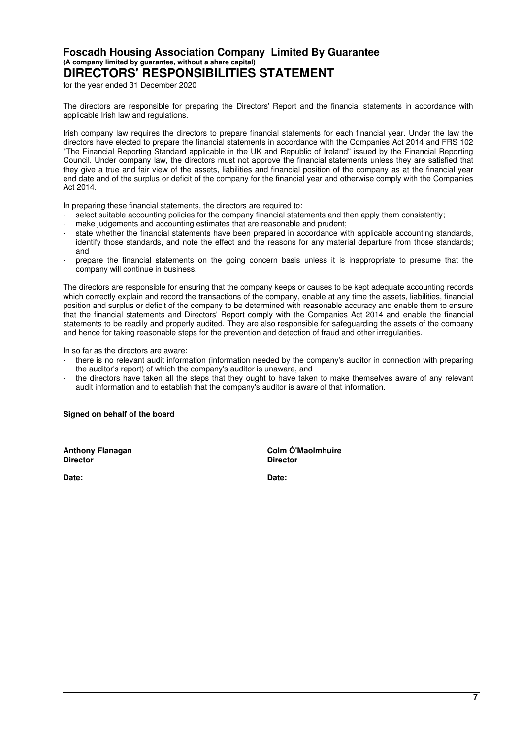# Foscadh Housing Association Company Limited By Guarantee

**(A company limited by guarantee, without a share capital)**

## DIRECTORS' RESPONSIBILITIES STATEMENT

for the year ended 31 December 2020

The directors are responsible for preparing the Directors' Report and the financial statements in accordance with applicable Irish law and regulations.

Irish company law requires the directors to prepare financial statements for each financial year. Under the law the directors have elected to prepare the financial statements in accordance with the Companies Act 2014 and FRS 102 "The Financial Reporting Standard applicable in the UK and Republic of Ireland" issued by the Financial Reporting Council. Under company law, the directors must not approve the financial statements unless they are satisfied that they give a true and fair view of the assets, liabilities and financial position of the company as at the financial year end date and of the surplus or deficit of the company for the financial year and otherwise comply with the Companies Act 2014.

In preparing these financial statements, the directors are required to:

- select suitable accounting policies for the company financial statements and then apply them consistently;
- make judgements and accounting estimates that are reasonable and prudent;
- state whether the financial statements have been prepared in accordance with applicable accounting standards, identify those standards, and note the effect and the reasons for any material departure from those standards; and
- prepare the financial statements on the going concern basis unless it is inappropriate to presume that the company will continue in business.

The directors are responsible for ensuring that the company keeps or causes to be kept adequate accounting records which correctly explain and record the transactions of the company, enable at any time the assets, liabilities, financial position and surplus or deficit of the company to be determined with reasonable accuracy and enable them to ensure that the financial statements and Directors' Report comply with the Companies Act 2014 and enable the financial statements to be readily and properly audited. They are also responsible for safeguarding the assets of the company and hence for taking reasonable steps for the prevention and detection of fraud and other irregularities.

In so far as the directors are aware:

- there is no relevant audit information (information needed by the company's auditor in connection with preparing the auditor's report) of which the company's auditor is unaware, and
- the directors have taken all the steps that they ought to have taken to make themselves aware of any relevant audit information and to establish that the company's auditor is aware of that information.

**Signed on behalf of the board**

**Anthony Flanagan**
**Director**

Date:

**Colm Ó'Maolmhuire**
**Director**

Date: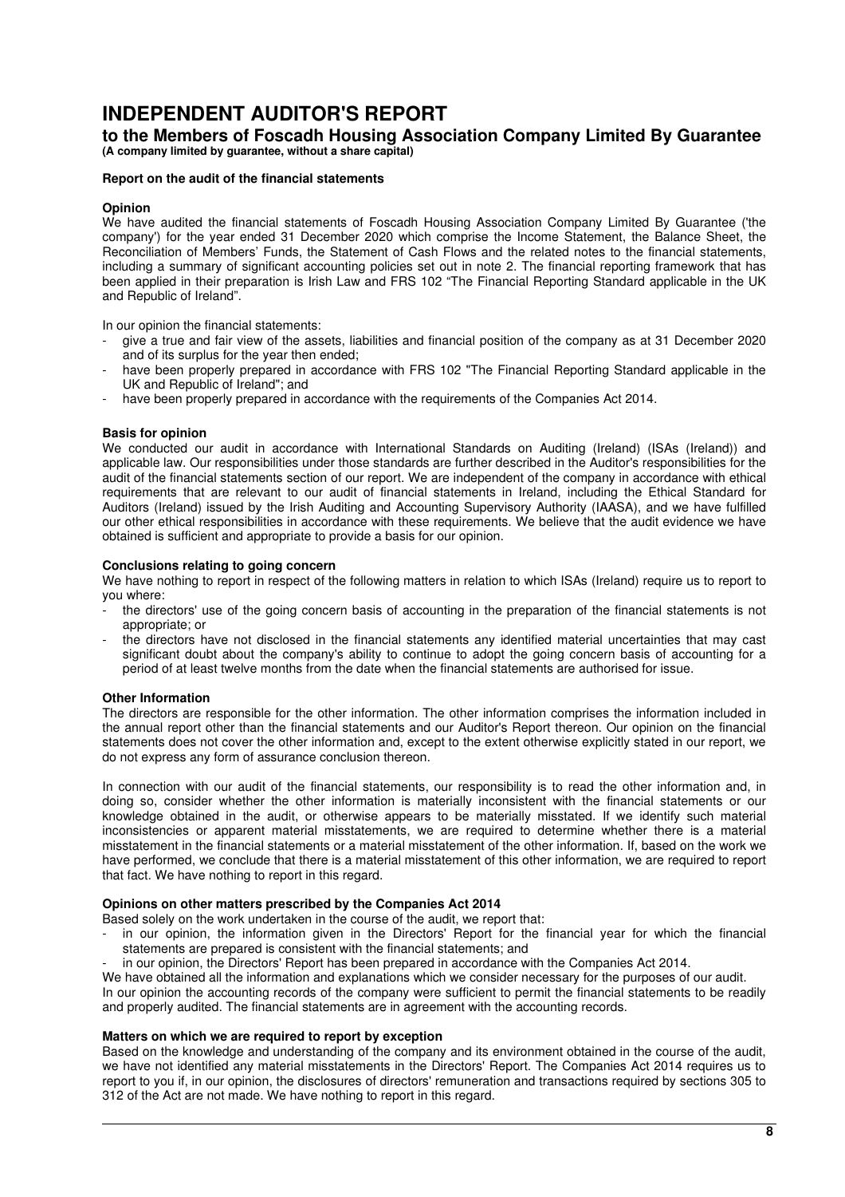# INDEPENDENT AUDITOR'S REPORT

## to the Members of Foscadh Housing Association Company Limited By Guarantee

**(A company limited by guarantee, without a share capital)**

**Report on the audit of the financial statements**

**Opinion**

We have audited the financial statements of Foscadh Housing Association Company Limited By Guarantee ('the company') for the year ended 31 December 2020 which comprise the Income Statement, the Balance Sheet, the Reconciliation of Members' Funds, the Statement of Cash Flows and the related notes to the financial statements, including a summary of significant accounting policies set out in note 2. The financial reporting framework that has been applied in their preparation is Irish Law and FRS 102 "The Financial Reporting Standard applicable in the UK and Republic of Ireland".

In our opinion the financial statements:

- give a true and fair view of the assets, liabilities and financial position of the company as at 31 December 2020 and of its surplus for the year then ended;
- have been properly prepared in accordance with FRS 102 "The Financial Reporting Standard applicable in the UK and Republic of Ireland"; and
- have been properly prepared in accordance with the requirements of the Companies Act 2014.

**Basis for opinion**

We conducted our audit in accordance with International Standards on Auditing (Ireland) (ISAs (Ireland)) and applicable law. Our responsibilities under those standards are further described in the Auditor's responsibilities for the audit of the financial statements section of our report. We are independent of the company in accordance with ethical requirements that are relevant to our audit of financial statements in Ireland, including the Ethical Standard for Auditors (Ireland) issued by the Irish Auditing and Accounting Supervisory Authority (IAASA), and we have fulfilled our other ethical responsibilities in accordance with these requirements. We believe that the audit evidence we have obtained is sufficient and appropriate to provide a basis for our opinion.

**Conclusions relating to going concern**

We have nothing to report in respect of the following matters in relation to which ISAs (Ireland) require us to report to you where:

- the directors' use of the going concern basis of accounting in the preparation of the financial statements is not appropriate; or
- the directors have not disclosed in the financial statements any identified material uncertainties that may cast significant doubt about the company's ability to continue to adopt the going concern basis of accounting for a period of at least twelve months from the date when the financial statements are authorised for issue.

**Other Information**

The directors are responsible for the other information. The other information comprises the information included in the annual report other than the financial statements and our Auditor's Report thereon. Our opinion on the financial statements does not cover the other information and, except to the extent otherwise explicitly stated in our report, we do not express any form of assurance conclusion thereon.

In connection with our audit of the financial statements, our responsibility is to read the other information and, in doing so, consider whether the other information is materially inconsistent with the financial statements or our knowledge obtained in the audit, or otherwise appears to be materially misstated. If we identify such material inconsistencies or apparent material misstatements, we are required to determine whether there is a material misstatement in the financial statements or a material misstatement of the other information. If, based on the work we have performed, we conclude that there is a material misstatement of this other information, we are required to report that fact. We have nothing to report in this regard.

**Opinions on other matters prescribed by the Companies Act 2014**

Based solely on the work undertaken in the course of the audit, we report that:

- in our opinion, the information given in the Directors' Report for the financial year for which the financial statements are prepared is consistent with the financial statements; and
- in our opinion, the Directors' Report has been prepared in accordance with the Companies Act 2014.

We have obtained all the information and explanations which we consider necessary for the purposes of our audit.

In our opinion the accounting records of the company were sufficient to permit the financial statements to be readily and properly audited. The financial statements are in agreement with the accounting records.

**Matters on which we are required to report by exception**

Based on the knowledge and understanding of the company and its environment obtained in the course of the audit, we have not identified any material misstatements in the Directors' Report. The Companies Act 2014 requires us to report to you if, in our opinion, the disclosures of directors' remuneration and transactions required by sections 305 to 312 of the Act are not made. We have nothing to report in this regard.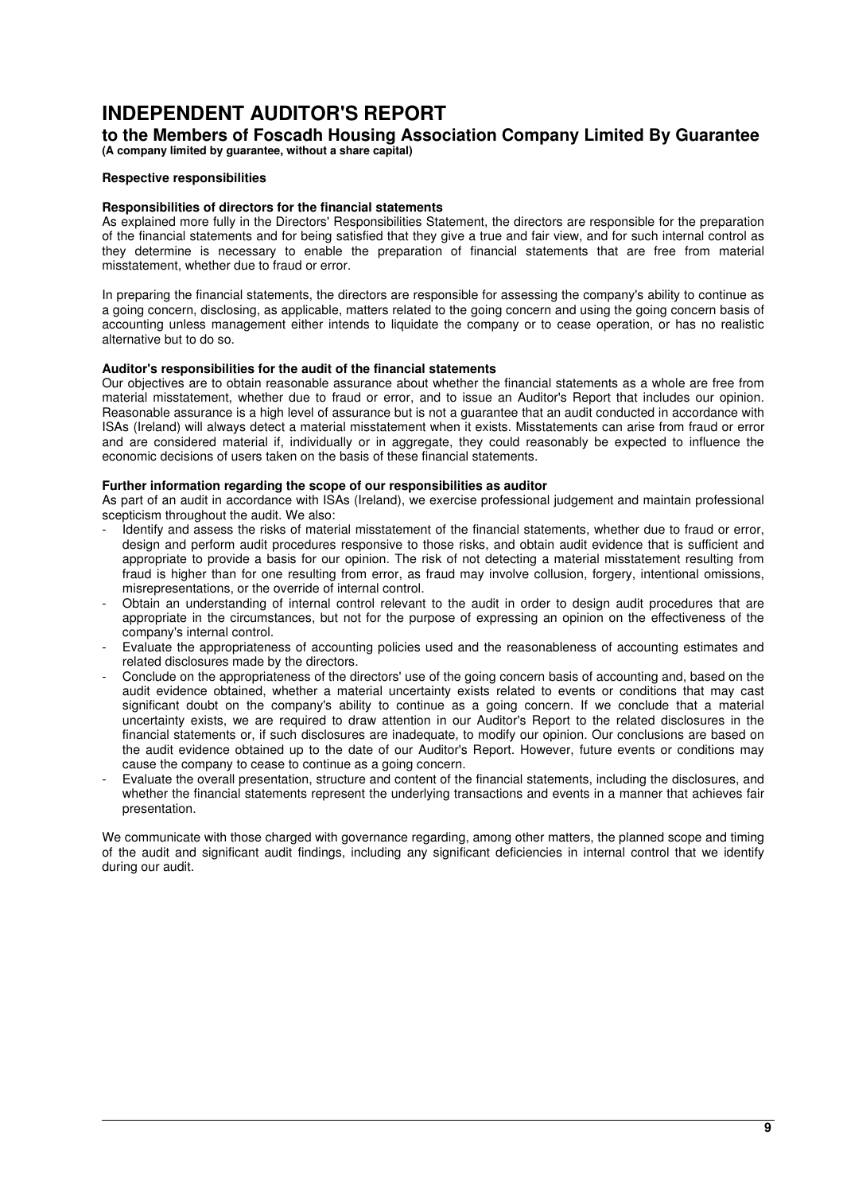# INDEPENDENT AUDITOR'S REPORT

## to the Members of Foscadh Housing Association Company Limited By Guarantee

**(A company limited by guarantee, without a share capital)**

**Respective responsibilities**

**Responsibilities of directors for the financial statements**

As explained more fully in the Directors' Responsibilities Statement, the directors are responsible for the preparation of the financial statements and for being satisfied that they give a true and fair view, and for such internal control as they determine is necessary to enable the preparation of financial statements that are free from material misstatement, whether due to fraud or error.

In preparing the financial statements, the directors are responsible for assessing the company's ability to continue as a going concern, disclosing, as applicable, matters related to the going concern and using the going concern basis of accounting unless management either intends to liquidate the company or to cease operation, or has no realistic alternative but to do so.

**Auditor's responsibilities for the audit of the financial statements**

Our objectives are to obtain reasonable assurance about whether the financial statements as a whole are free from material misstatement, whether due to fraud or error, and to issue an Auditor's Report that includes our opinion. Reasonable assurance is a high level of assurance but is not a guarantee that an audit conducted in accordance with ISAs (Ireland) will always detect a material misstatement when it exists. Misstatements can arise from fraud or error and are considered material if, individually or in aggregate, they could reasonably be expected to influence the economic decisions of users taken on the basis of these financial statements.

**Further information regarding the scope of our responsibilities as auditor**

As part of an audit in accordance with ISAs (Ireland), we exercise professional judgement and maintain professional scepticism throughout the audit. We also:

- Identify and assess the risks of material misstatement of the financial statements, whether due to fraud or error, design and perform audit procedures responsive to those risks, and obtain audit evidence that is sufficient and appropriate to provide a basis for our opinion. The risk of not detecting a material misstatement resulting from fraud is higher than for one resulting from error, as fraud may involve collusion, forgery, intentional omissions, misrepresentations, or the override of internal control.
- Obtain an understanding of internal control relevant to the audit in order to design audit procedures that are appropriate in the circumstances, but not for the purpose of expressing an opinion on the effectiveness of the company's internal control.
- Evaluate the appropriateness of accounting policies used and the reasonableness of accounting estimates and related disclosures made by the directors.
- Conclude on the appropriateness of the directors' use of the going concern basis of accounting and, based on the audit evidence obtained, whether a material uncertainty exists related to events or conditions that may cast significant doubt on the company's ability to continue as a going concern. If we conclude that a material uncertainty exists, we are required to draw attention in our Auditor's Report to the related disclosures in the financial statements or, if such disclosures are inadequate, to modify our opinion. Our conclusions are based on the audit evidence obtained up to the date of our Auditor's Report. However, future events or conditions may cause the company to cease to continue as a going concern.
- Evaluate the overall presentation, structure and content of the financial statements, including the disclosures, and whether the financial statements represent the underlying transactions and events in a manner that achieves fair presentation.

We communicate with those charged with governance regarding, among other matters, the planned scope and timing of the audit and significant audit findings, including any significant deficiencies in internal control that we identify during our audit.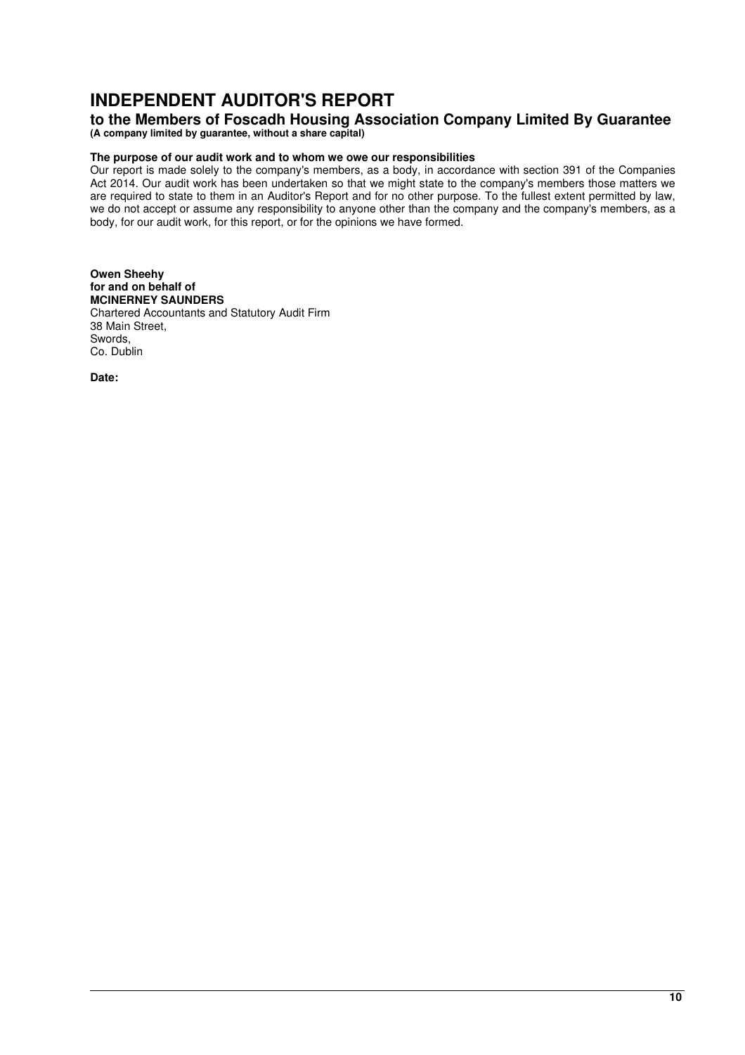# INDEPENDENT AUDITOR'S REPORT

## to the Members of Foscadh Housing Association Company Limited By Guarantee

**(A company limited by guarantee, without a share capital)**

**The purpose of our audit work and to whom we owe our responsibilities**

Our report is made solely to the company's members, as a body, in accordance with section 391 of the Companies Act 2014. Our audit work has been undertaken so that we might state to the company's members those matters we are required to state to them in an Auditor's Report and for no other purpose. To the fullest extent permitted by law, we do not accept or assume any responsibility to anyone other than the company and the company's members, as a body, for our audit work, for this report, or for the opinions we have formed.

**Owen Sheehy**
**for and on behalf of**
**MCINERNEY SAUNDERS**
Chartered Accountants and Statutory Audit Firm
38 Main Street,
Swords,
Co. Dublin

**Date:**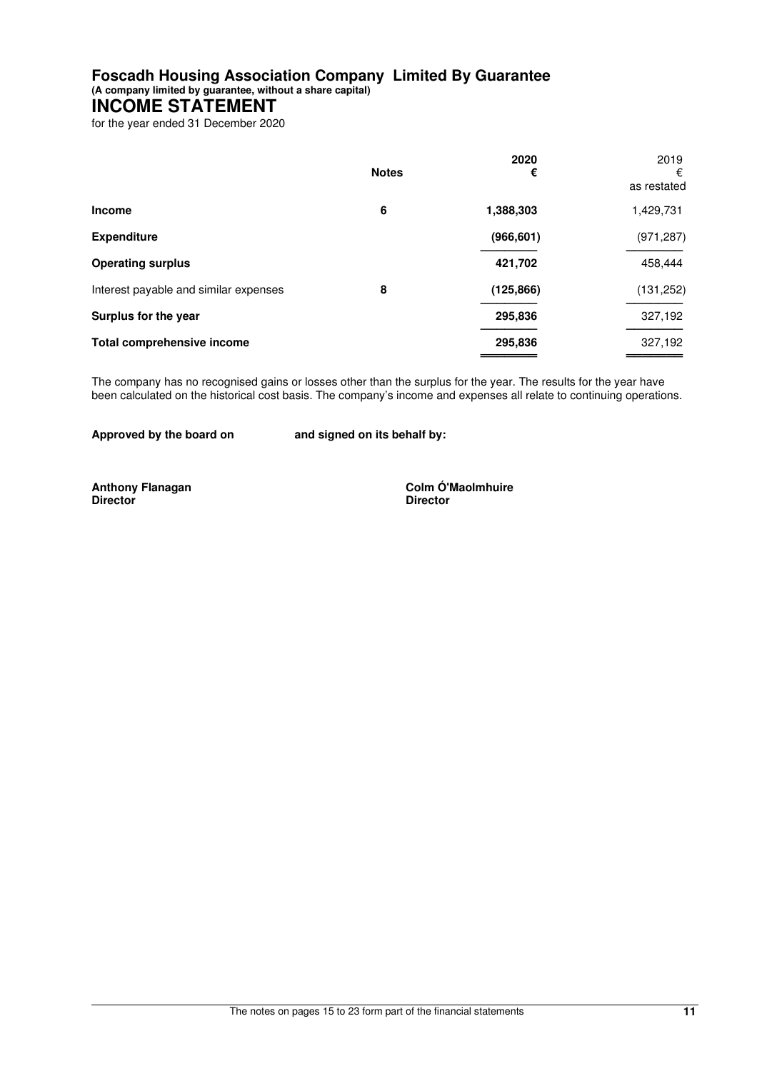# Foscadh Housing Association Company Limited By Guarantee

**(A company limited by guarantee, without a share capital)**

## INCOME STATEMENT

for the year ended 31 December 2020

| | Notes | 2020 € | 2019 € as restated |
|---|---|---|---|
| **Income** | 6 | **1,388,303** | 1,429,731 |
| **Expenditure** | | **(966,601)** | (971,287) |
| **Operating surplus** | | **421,702** | 458,444 |
| Interest payable and similar expenses | 8 | **(125,866)** | (131,252) |
| **Surplus for the year** | | **295,836** | 327,192 |
| **Total comprehensive income** | | **295,836** | 327,192 |

The company has no recognised gains or losses other than the surplus for the year. The results for the year have been calculated on the historical cost basis. The company's income and expenses all relate to continuing operations.

**Approved by the board on and signed on its behalf by:**

**Anthony Flanagan**
**Director**

**Colm Ó'Maolmhuire**
**Director**

The notes on pages 15 to 23 form part of the financial statements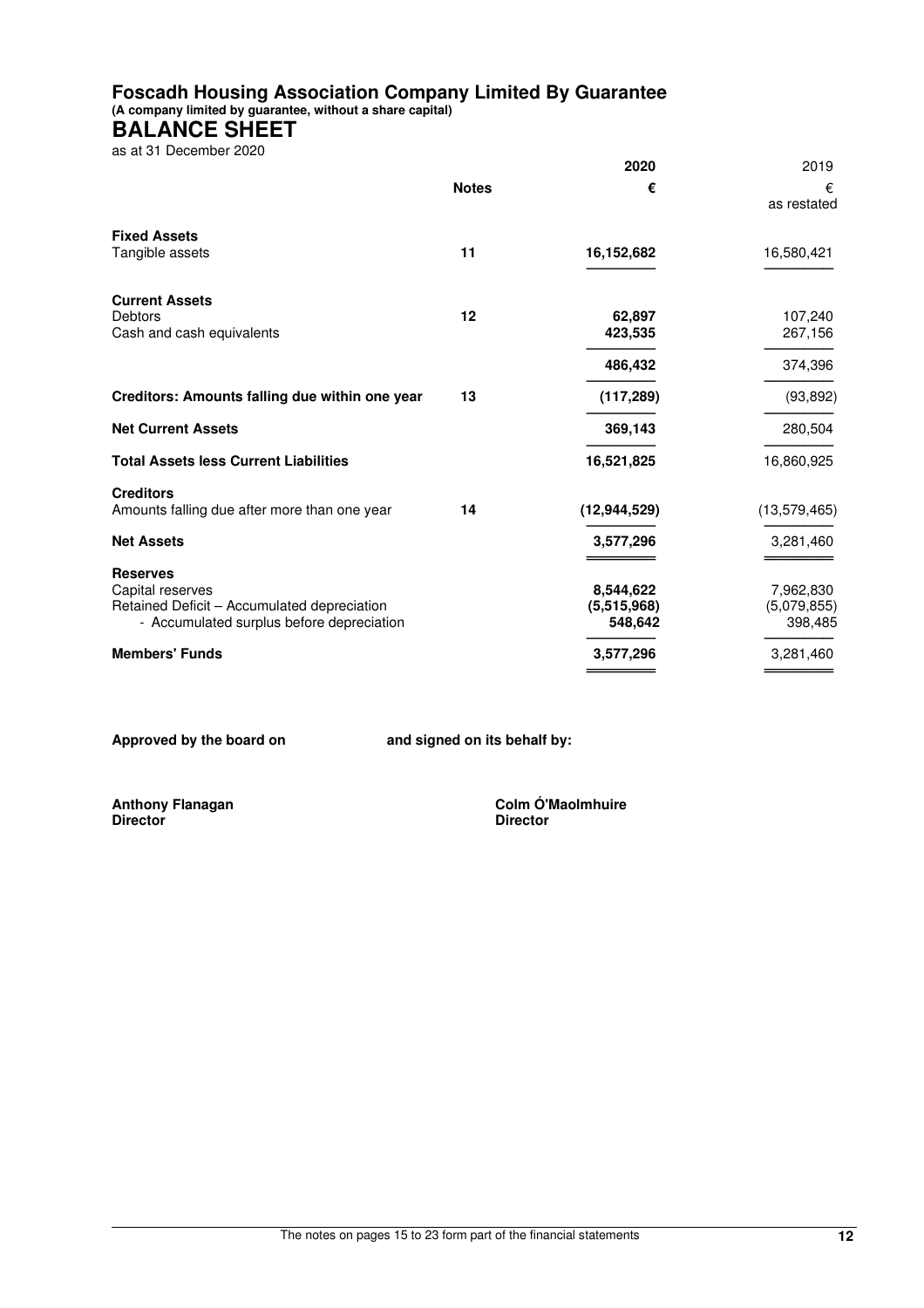# Foscadh Housing Association Company Limited By Guarantee

**(A company limited by guarantee, without a share capital)**

## BALANCE SHEET

as at 31 December 2020

| | Notes | 2020 € | 2019 € as restated |
|---|---|---|---|
| **Fixed Assets** | | | |
| Tangible assets | 11 | **16,152,682** | 16,580,421 |
| **Current Assets** | | | |
| Debtors | 12 | **62,897** | 107,240 |
| Cash and cash equivalents | | **423,535** | 267,156 |
| | | **486,432** | 374,396 |
| **Creditors: Amounts falling due within one year** | 13 | **(117,289)** | (93,892) |
| **Net Current Assets** | | **369,143** | 280,504 |
| **Total Assets less Current Liabilities** | | **16,521,825** | 16,860,925 |
| **Creditors** | | | |
| Amounts falling due after more than one year | 14 | **(12,944,529)** | (13,579,465) |
| **Net Assets** | | **3,577,296** | 3,281,460 |
| **Reserves** | | | |
| Capital reserves | | **8,544,622** | 7,962,830 |
| Retained Deficit – Accumulated depreciation | | **(5,515,968)** | (5,079,855) |
| - Accumulated surplus before depreciation | | **548,642** | 398,485 |
| **Members' Funds** | | **3,577,296** | 3,281,460 |

**Approved by the board on** **and signed on its behalf by:**

**Anthony Flanagan**
**Director**

**Colm Ó'Maolmhuire**
**Director**

The notes on pages 15 to 23 form part of the financial statements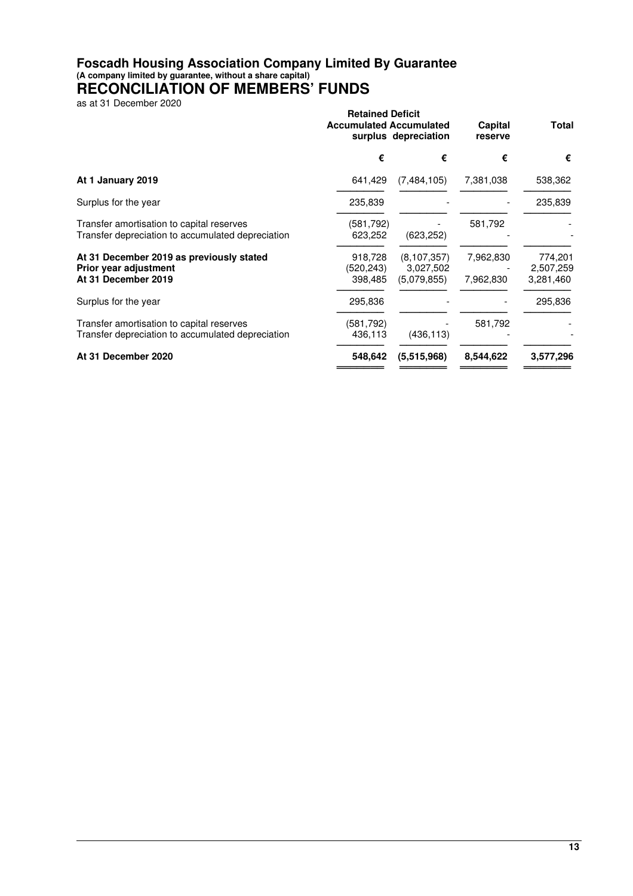# Foscadh Housing Association Company Limited By Guarantee

**(A company limited by guarantee, without a share capital)**

# RECONCILIATION OF MEMBERS' FUNDS

as at 31 December 2020

| | Retained Deficit | | | |
|---|---|---|---|---|
| | Accumulated surplus | Accumulated depreciation | Capital reserve | Total |
| | € | € | € | € |
| **At 1 January 2019** | 641,429 | (7,484,105) | 7,381,038 | 538,362 |
| Surplus for the year | 235,839 | - | - | 235,839 |
| Transfer amortisation to capital reserves | (581,792) | - | 581,792 | - |
| Transfer depreciation to accumulated depreciation | 623,252 | (623,252) | - | - |
| **At 31 December 2019 as previously stated** | 918,728 | (8,107,357) | 7,962,830 | 774,201 |
| **Prior year adjustment** | (520,243) | 3,027,502 | - | 2,507,259 |
| **At 31 December 2019** | 398,485 | (5,079,855) | 7,962,830 | 3,281,460 |
| Surplus for the year | 295,836 | - | - | 295,836 |
| Transfer amortisation to capital reserves | (581,792) | - | 581,792 | - |
| Transfer depreciation to accumulated depreciation | 436,113 | (436,113) | - | - |
| **At 31 December 2020** | **548,642** | **(5,515,968)** | **8,544,622** | **3,577,296** |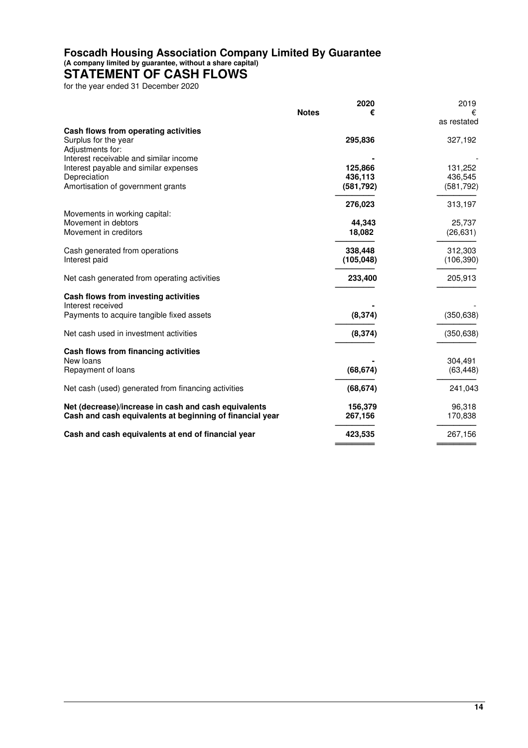# Foscadh Housing Association Company Limited By Guarantee

**(A company limited by guarantee, without a share capital)**

## STATEMENT OF CASH FLOWS

for the year ended 31 December 2020

| | Notes | 2020 € | 2019 € as restated |
|---|---|---|---|
| **Cash flows from operating activities** | | | |
| Surplus for the year | | **295,836** | 327,192 |
| Adjustments for: | | | |
| Interest receivable and similar income | | **-** | - |
| Interest payable and similar expenses | | **125,866** | 131,252 |
| Depreciation | | **436,113** | 436,545 |
| Amortisation of government grants | | **(581,792)** | (581,792) |
| | | **276,023** | 313,197 |
| Movements in working capital: | | | |
| Movement in debtors | | **44,343** | 25,737 |
| Movement in creditors | | **18,082** | (26,631) |
| Cash generated from operations | | **338,448** | 312,303 |
| Interest paid | | **(105,048)** | (106,390) |
| Net cash generated from operating activities | | **233,400** | 205,913 |
| **Cash flows from investing activities** | | | |
| Interest received | | **-** | - |
| Payments to acquire tangible fixed assets | | **(8,374)** | (350,638) |
| Net cash used in investment activities | | **(8,374)** | (350,638) |
| **Cash flows from financing activities** | | | |
| New loans | | **-** | 304,491 |
| Repayment of loans | | **(68,674)** | (63,448) |
| Net cash (used) generated from financing activities | | **(68,674)** | 241,043 |
| **Net (decrease)/increase in cash and cash equivalents** | | **156,379** | 96,318 |
| **Cash and cash equivalents at beginning of financial year** | | **267,156** | 170,838 |
| **Cash and cash equivalents at end of financial year** | | **423,535** | 267,156 |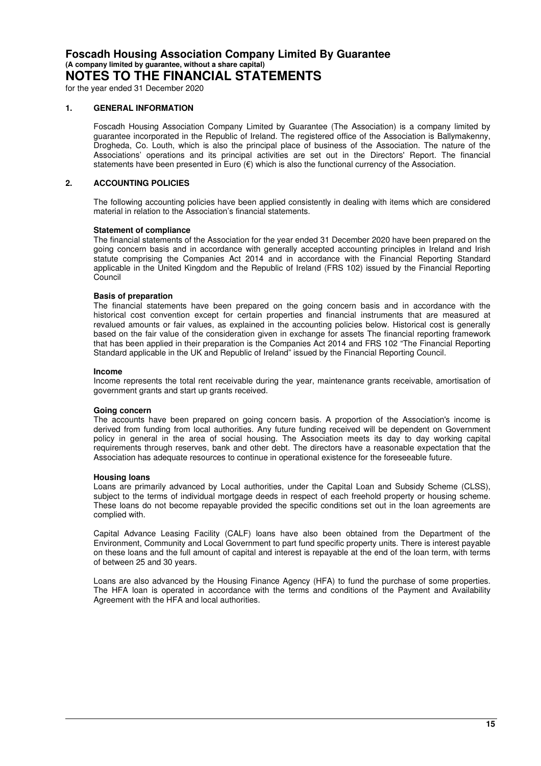# Foscadh Housing Association Company Limited By Guarantee

**(A company limited by guarantee, without a share capital)**

# NOTES TO THE FINANCIAL STATEMENTS

for the year ended 31 December 2020

## 1. GENERAL INFORMATION

Foscadh Housing Association Company Limited by Guarantee (The Association) is a company limited by guarantee incorporated in the Republic of Ireland. The registered office of the Association is Ballymakenny, Drogheda, Co. Louth, which is also the principal place of business of the Association. The nature of the Associations' operations and its principal activities are set out in the Directors' Report. The financial statements have been presented in Euro (€) which is also the functional currency of the Association.

## 2. ACCOUNTING POLICIES

The following accounting policies have been applied consistently in dealing with items which are considered material in relation to the Association's financial statements.

**Statement of compliance**

The financial statements of the Association for the year ended 31 December 2020 have been prepared on the going concern basis and in accordance with generally accepted accounting principles in Ireland and Irish statute comprising the Companies Act 2014 and in accordance with the Financial Reporting Standard applicable in the United Kingdom and the Republic of Ireland (FRS 102) issued by the Financial Reporting Council

**Basis of preparation**

The financial statements have been prepared on the going concern basis and in accordance with the historical cost convention except for certain properties and financial instruments that are measured at revalued amounts or fair values, as explained in the accounting policies below. Historical cost is generally based on the fair value of the consideration given in exchange for assets The financial reporting framework that has been applied in their preparation is the Companies Act 2014 and FRS 102 "The Financial Reporting Standard applicable in the UK and Republic of Ireland" issued by the Financial Reporting Council.

**Income**

Income represents the total rent receivable during the year, maintenance grants receivable, amortisation of government grants and start up grants received.

**Going concern**

The accounts have been prepared on going concern basis. A proportion of the Association's income is derived from funding from local authorities. Any future funding received will be dependent on Government policy in general in the area of social housing. The Association meets its day to day working capital requirements through reserves, bank and other debt. The directors have a reasonable expectation that the Association has adequate resources to continue in operational existence for the foreseeable future.

**Housing loans**

Loans are primarily advanced by Local authorities, under the Capital Loan and Subsidy Scheme (CLSS), subject to the terms of individual mortgage deeds in respect of each freehold property or housing scheme. These loans do not become repayable provided the specific conditions set out in the loan agreements are complied with.

Capital Advance Leasing Facility (CALF) loans have also been obtained from the Department of the Environment, Community and Local Government to part fund specific property units. There is interest payable on these loans and the full amount of capital and interest is repayable at the end of the loan term, with terms of between 25 and 30 years.

Loans are also advanced by the Housing Finance Agency (HFA) to fund the purchase of some properties. The HFA loan is operated in accordance with the terms and conditions of the Payment and Availability Agreement with the HFA and local authorities.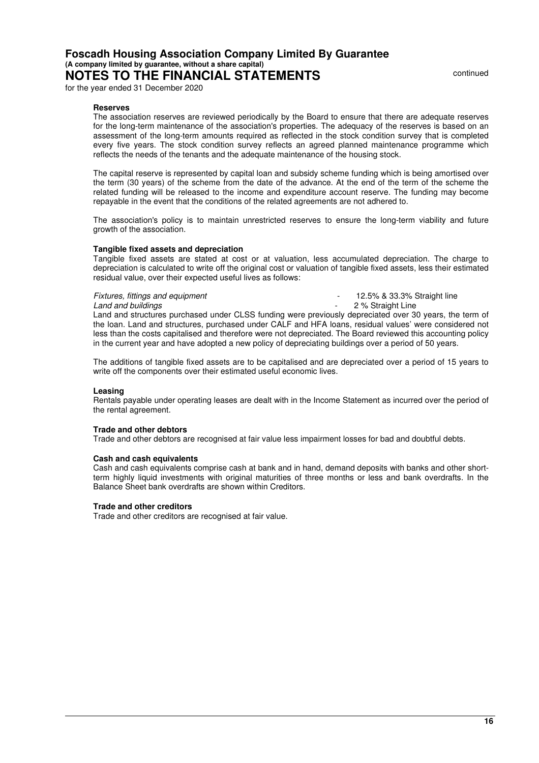**Reserves**

The association reserves are reviewed periodically by the Board to ensure that there are adequate reserves for the long-term maintenance of the association's properties. The adequacy of the reserves is based on an assessment of the long-term amounts required as reflected in the stock condition survey that is completed every five years. The stock condition survey reflects an agreed planned maintenance programme which reflects the needs of the tenants and the adequate maintenance of the housing stock.

The capital reserve is represented by capital loan and subsidy scheme funding which is being amortised over the term (30 years) of the scheme from the date of the advance. At the end of the term of the scheme the related funding will be released to the income and expenditure account reserve. The funding may become repayable in the event that the conditions of the related agreements are not adhered to.

The association's policy is to maintain unrestricted reserves to ensure the long-term viability and future growth of the association.

**Tangible fixed assets and depreciation**

Tangible fixed assets are stated at cost or at valuation, less accumulated depreciation. The charge to depreciation is calculated to write off the original cost or valuation of tangible fixed assets, less their estimated residual value, over their expected useful lives as follows:

| | | |
|---|---|---|
| *Fixtures, fittings and equipment* | - | 12.5% & 33.3% Straight line |
| *Land and buildings* | - | 2 % Straight Line |

Land and structures purchased under CLSS funding were previously depreciated over 30 years, the term of the loan. Land and structures, purchased under CALF and HFA loans, residual values' were considered not less than the costs capitalised and therefore were not depreciated. The Board reviewed this accounting policy in the current year and have adopted a new policy of depreciating buildings over a period of 50 years.

The additions of tangible fixed assets are to be capitalised and are depreciated over a period of 15 years to write off the components over their estimated useful economic lives.

**Leasing**

Rentals payable under operating leases are dealt with in the Income Statement as incurred over the period of the rental agreement.

**Trade and other debtors**

Trade and other debtors are recognised at fair value less impairment losses for bad and doubtful debts.

**Cash and cash equivalents**

Cash and cash equivalents comprise cash at bank and in hand, demand deposits with banks and other short-term highly liquid investments with original maturities of three months or less and bank overdrafts. In the Balance Sheet bank overdrafts are shown within Creditors.

**Trade and other creditors**

Trade and other creditors are recognised at fair value.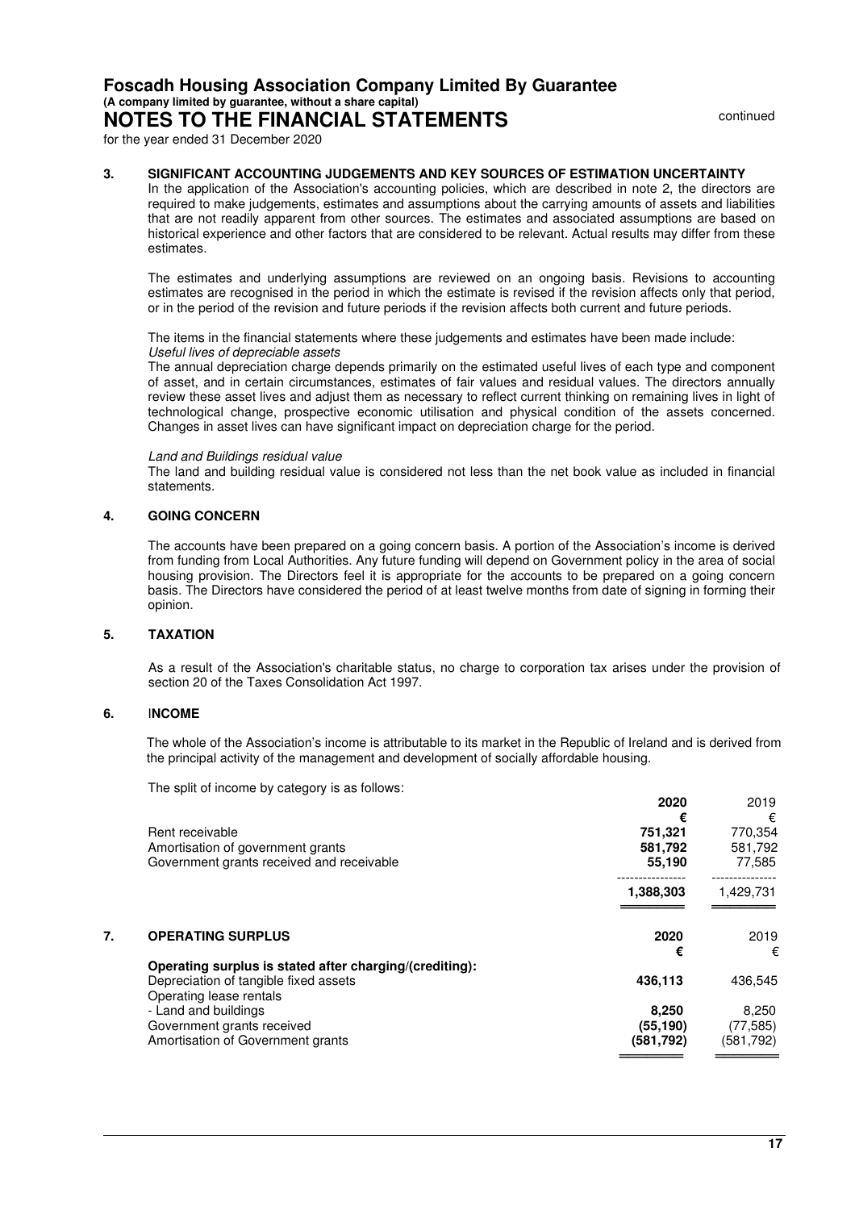# Foscadh Housing Association Company Limited By Guarantee

**(A company limited by guarantee, without a share capital)**

## NOTES TO THE FINANCIAL STATEMENTS

continued

for the year ended 31 December 2020

### 3. SIGNIFICANT ACCOUNTING JUDGEMENTS AND KEY SOURCES OF ESTIMATION UNCERTAINTY

In the application of the Association's accounting policies, which are described in note 2, the directors are required to make judgements, estimates and assumptions about the carrying amounts of assets and liabilities that are not readily apparent from other sources. The estimates and associated assumptions are based on historical experience and other factors that are considered to be relevant. Actual results may differ from these estimates.

The estimates and underlying assumptions are reviewed on an ongoing basis. Revisions to accounting estimates are recognised in the period in which the estimate is revised if the revision affects only that period, or in the period of the revision and future periods if the revision affects both current and future periods.

The items in the financial statements where these judgements and estimates have been made include:

*Useful lives of depreciable assets*

The annual depreciation charge depends primarily on the estimated useful lives of each type and component of asset, and in certain circumstances, estimates of fair values and residual values. The directors annually review these asset lives and adjust them as necessary to reflect current thinking on remaining lives in light of technological change, prospective economic utilisation and physical condition of the assets concerned. Changes in asset lives can have significant impact on depreciation charge for the period.

*Land and Buildings residual value*

The land and building residual value is considered not less than the net book value as included in financial statements.

### 4. GOING CONCERN

The accounts have been prepared on a going concern basis. A portion of the Association's income is derived from funding from Local Authorities. Any future funding will depend on Government policy in the area of social housing provision. The Directors feel it is appropriate for the accounts to be prepared on a going concern basis. The Directors have considered the period of at least twelve months from date of signing in forming their opinion.

### 5. TAXATION

As a result of the Association's charitable status, no charge to corporation tax arises under the provision of section 20 of the Taxes Consolidation Act 1997.

### 6. INCOME

The whole of the Association's income is attributable to its market in the Republic of Ireland and is derived from the principal activity of the management and development of socially affordable housing.

The split of income by category is as follows:

| | **2020** | 2019 |
|---|---|---|
| | **€** | € |
| Rent receivable | **751,321** | 770,354 |
| Amortisation of government grants | **581,792** | 581,792 |
| Government grants received and receivable | **55,190** | 77,585 |
| | **1,388,303** | 1,429,731 |

### 7. OPERATING SURPLUS

| | **2020** | 2019 |
|---|---|---|
| | **€** | € |
| **Operating surplus is stated after charging/(crediting):** | | |
| Depreciation of tangible fixed assets | **436,113** | 436,545 |
| Operating lease rentals | | |
| - Land and buildings | **8,250** | 8,250 |
| Government grants received | **(55,190)** | (77,585) |
| Amortisation of Government grants | **(581,792)** | (581,792) |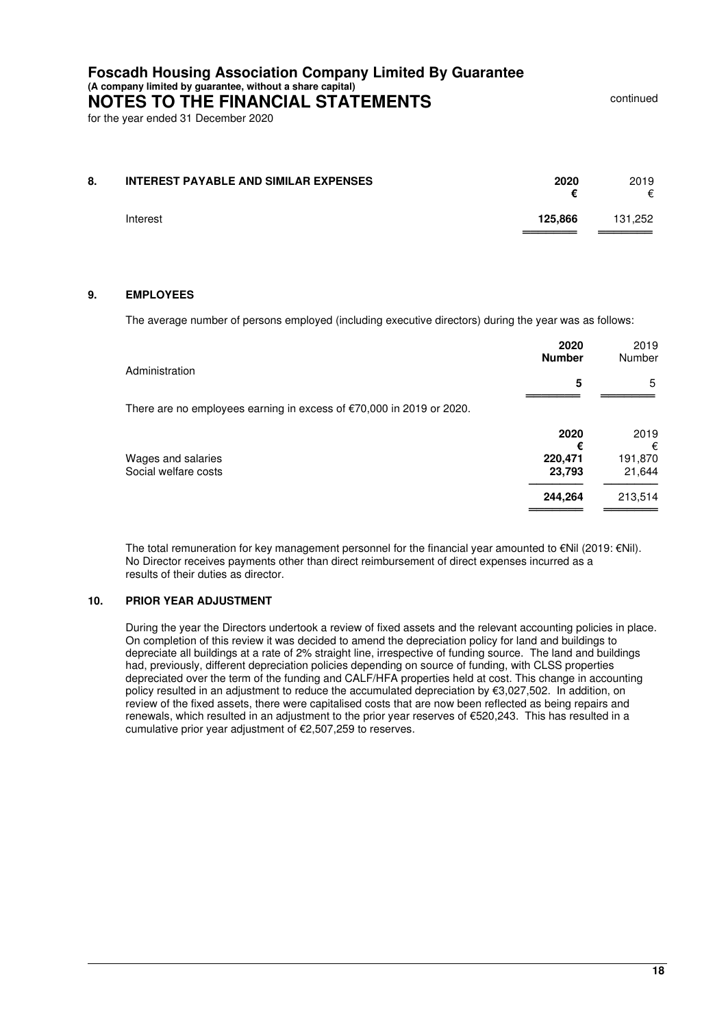# Foscadh Housing Association Company Limited By Guarantee
**(A company limited by guarantee, without a share capital)**
## NOTES TO THE FINANCIAL STATEMENTS
for the year ended 31 December 2020

continued

### 8. INTEREST PAYABLE AND SIMILAR EXPENSES

| | **2020** | 2019 |
|---|---|---|
| | **€** | € |
| Interest | **125,866** | 131,252 |

### 9. EMPLOYEES

The average number of persons employed (including executive directors) during the year was as follows:

| | **2020** | 2019 |
|---|---|---|
| | **Number** | Number |
| Administration | **5** | 5 |

There are no employees earning in excess of €70,000 in 2019 or 2020.

| | **2020** | 2019 |
|---|---|---|
| | **€** | € |
| Wages and salaries | **220,471** | 191,870 |
| Social welfare costs | **23,793** | 21,644 |
| | **244,264** | 213,514 |

The total remuneration for key management personnel for the financial year amounted to €Nil (2019: €Nil). No Director receives payments other than direct reimbursement of direct expenses incurred as a results of their duties as director.

### 10. PRIOR YEAR ADJUSTMENT

During the year the Directors undertook a review of fixed assets and the relevant accounting policies in place. On completion of this review it was decided to amend the depreciation policy for land and buildings to depreciate all buildings at a rate of 2% straight line, irrespective of funding source. The land and buildings had, previously, different depreciation policies depending on source of funding, with CLSS properties depreciated over the term of the funding and CALF/HFA properties held at cost. This change in accounting policy resulted in an adjustment to reduce the accumulated depreciation by €3,027,502. In addition, on review of the fixed assets, there were capitalised costs that are now been reflected as being repairs and renewals, which resulted in an adjustment to the prior year reserves of €520,243. This has resulted in a cumulative prior year adjustment of €2,507,259 to reserves.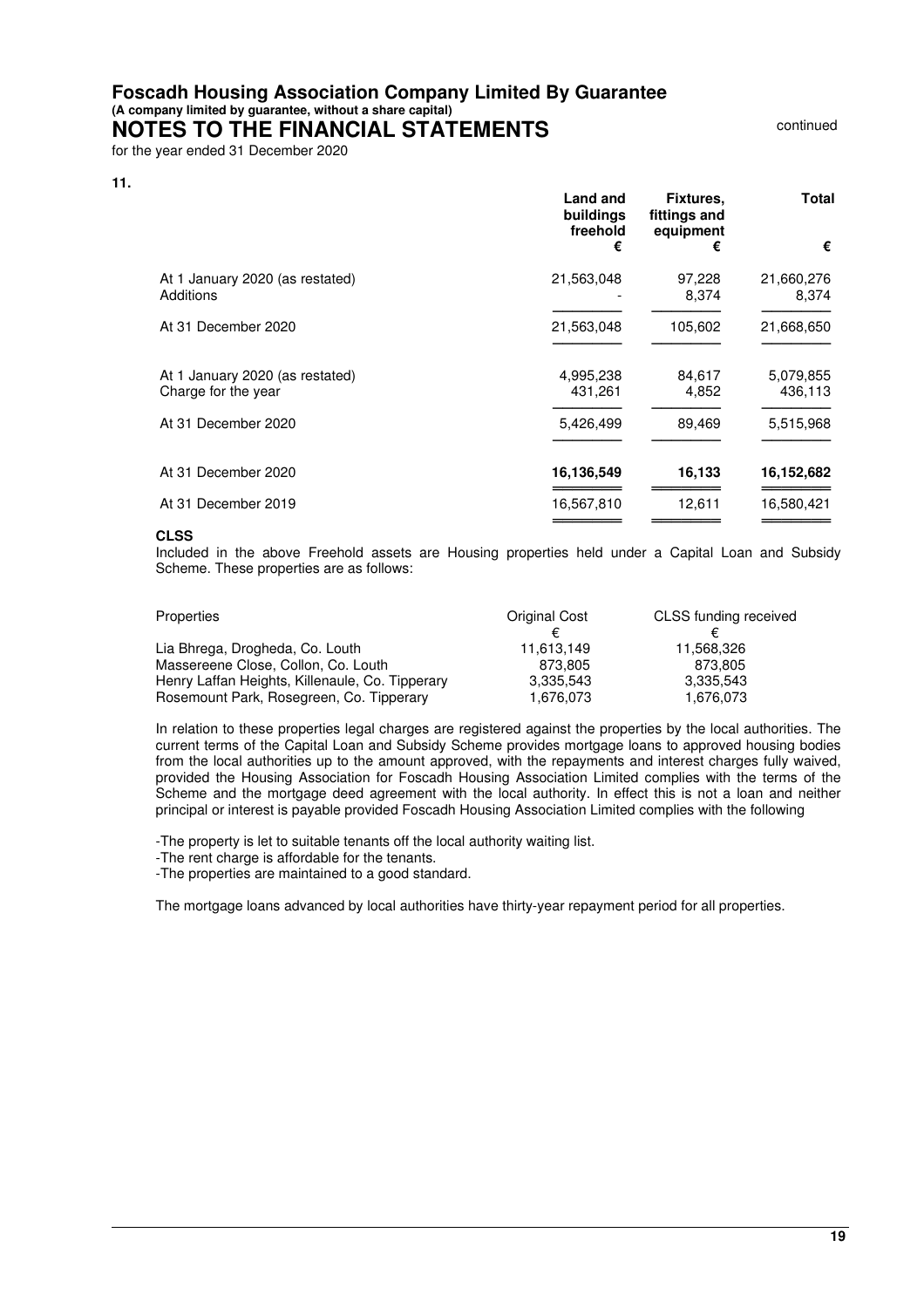**Foscadh Housing Association Company Limited By Guarantee**
**(A company limited by guarantee, without a share capital)**
# NOTES TO THE FINANCIAL STATEMENTS
for the year ended 31 December 2020

**11.**

| | **Land and buildings freehold** | **Fixtures, fittings and equipment** | **Total** |
|---|---|---|---|
| | **€** | **€** | **€** |
| At 1 January 2020 (as restated) | 21,563,048 | 97,228 | 21,660,276 |
| Additions | - | 8,374 | 8,374 |
| At 31 December 2020 | 21,563,048 | 105,602 | 21,668,650 |
| | | | |
| At 1 January 2020 (as restated) | 4,995,238 | 84,617 | 5,079,855 |
| Charge for the year | 431,261 | 4,852 | 436,113 |
| At 31 December 2020 | 5,426,499 | 89,469 | 5,515,968 |
| | | | |
| At 31 December 2020 | **16,136,549** | **16,133** | **16,152,682** |
| At 31 December 2019 | 16,567,810 | 12,611 | 16,580,421 |

**CLSS**

Included in the above Freehold assets are Housing properties held under a Capital Loan and Subsidy Scheme. These properties are as follows:

| Properties | Original Cost | CLSS funding received |
|---|---|---|
| | € | € |
| Lia Bhrega, Drogheda, Co. Louth | 11,613,149 | 11,568,326 |
| Massereene Close, Collon, Co. Louth | 873,805 | 873,805 |
| Henry Laffan Heights, Killenaule, Co. Tipperary | 3,335,543 | 3,335,543 |
| Rosemount Park, Rosegreen, Co. Tipperary | 1,676,073 | 1,676,073 |

In relation to these properties legal charges are registered against the properties by the local authorities. The current terms of the Capital Loan and Subsidy Scheme provides mortgage loans to approved housing bodies from the local authorities up to the amount approved, with the repayments and interest charges fully waived, provided the Housing Association for Foscadh Housing Association Limited complies with the terms of the Scheme and the mortgage deed agreement with the local authority. In effect this is not a loan and neither principal or interest is payable provided Foscadh Housing Association Limited complies with the following

-The property is let to suitable tenants off the local authority waiting list.
-The rent charge is affordable for the tenants.
-The properties are maintained to a good standard.

The mortgage loans advanced by local authorities have thirty-year repayment period for all properties.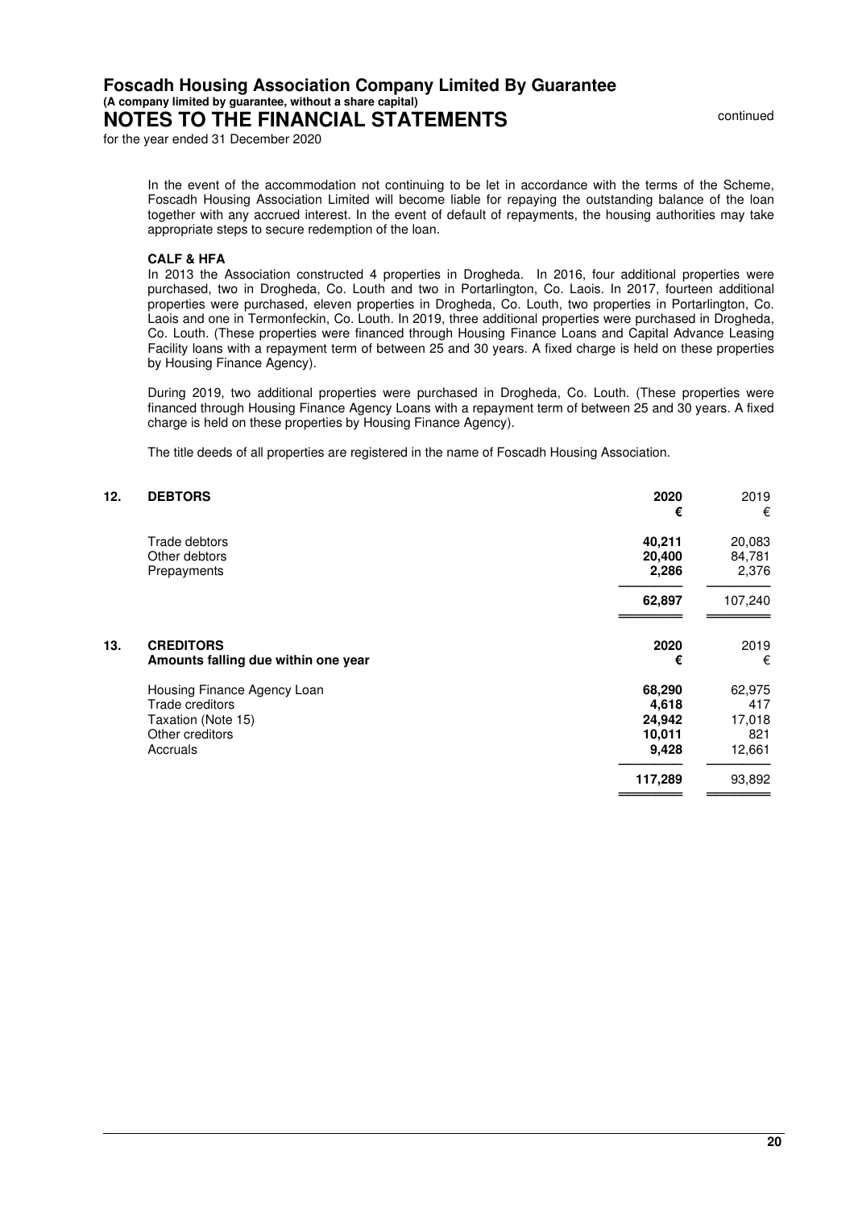In the event of the accommodation not continuing to be let in accordance with the terms of the Scheme, Foscadh Housing Association Limited will become liable for repaying the outstanding balance of the loan together with any accrued interest. In the event of default of repayments, the housing authorities may take appropriate steps to secure redemption of the loan.

**CALF & HFA**

In 2013 the Association constructed 4 properties in Drogheda. In 2016, four additional properties were purchased, two in Drogheda, Co. Louth and two in Portarlington, Co. Laois. In 2017, fourteen additional properties were purchased, eleven properties in Drogheda, Co. Louth, two properties in Portarlington, Co. Laois and one in Termonfeckin, Co. Louth. In 2019, three additional properties were purchased in Drogheda, Co. Louth. (These properties were financed through Housing Finance Loans and Capital Advance Leasing Facility loans with a repayment term of between 25 and 30 years. A fixed charge is held on these properties by Housing Finance Agency).

During 2019, two additional properties were purchased in Drogheda, Co. Louth. (These properties were financed through Housing Finance Agency Loans with a repayment term of between 25 and 30 years. A fixed charge is held on these properties by Housing Finance Agency).

The title deeds of all properties are registered in the name of Foscadh Housing Association.

## 12. DEBTORS

| | **2020** | 2019 |
|---|---|---|
| | **€** | € |
| Trade debtors | **40,211** | 20,083 |
| Other debtors | **20,400** | 84,781 |
| Prepayments | **2,286** | 2,376 |
| | **62,897** | 107,240 |

## 13. CREDITORS

| **Amounts falling due within one year** | **2020** | 2019 |
|---|---|---|
| | **€** | € |
| Housing Finance Agency Loan | **68,290** | 62,975 |
| Trade creditors | **4,618** | 417 |
| Taxation (Note 15) | **24,942** | 17,018 |
| Other creditors | **10,011** | 821 |
| Accruals | **9,428** | 12,661 |
| | **117,289** | 93,892 |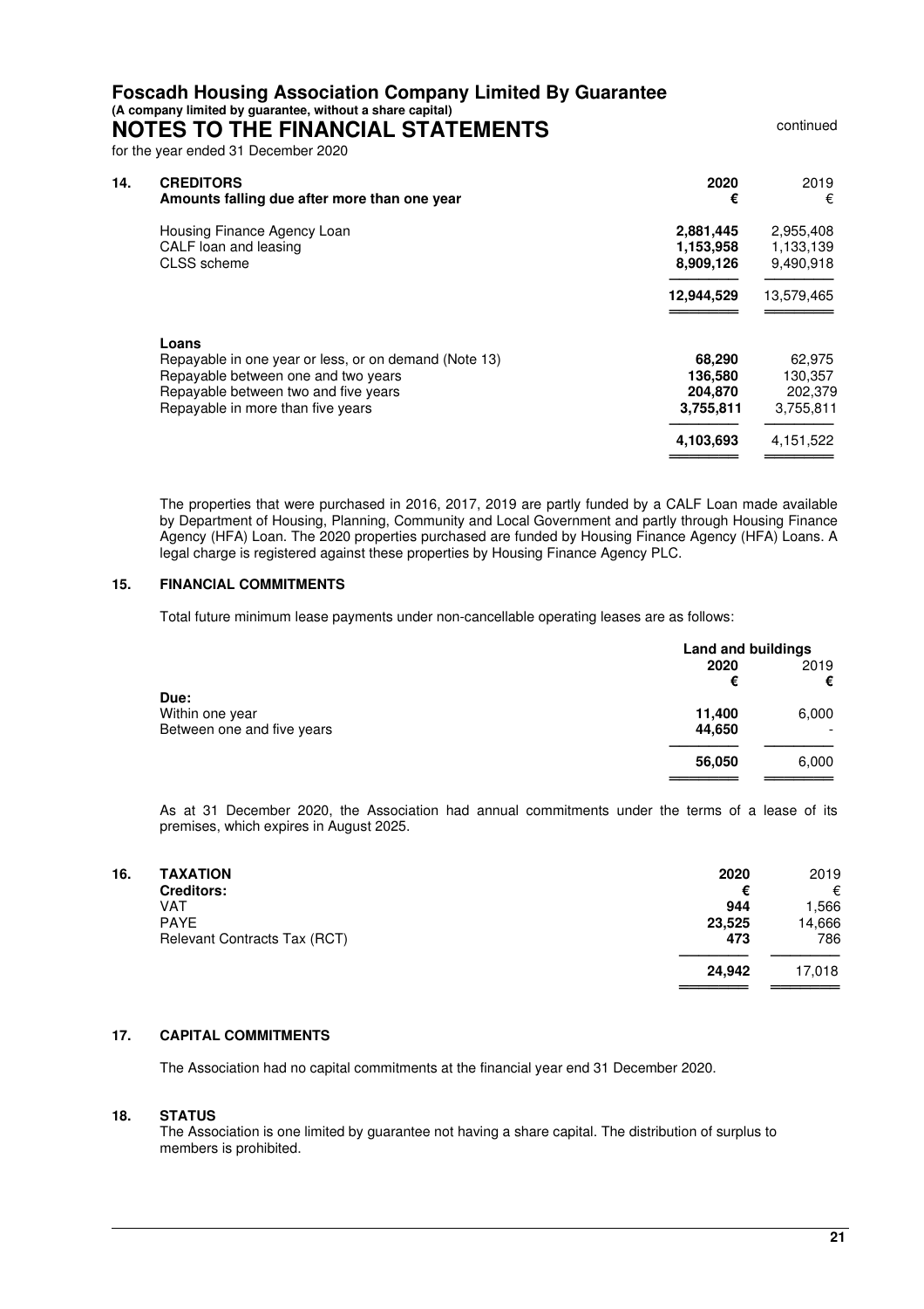**Foscadh Housing Association Company Limited By Guarantee**
**(A company limited by guarantee, without a share capital)**
# NOTES TO THE FINANCIAL STATEMENTS
continued

for the year ended 31 December 2020

## 14. CREDITORS

| Amounts falling due after more than one year | 2020 € | 2019 € |
|---|---|---|
| Housing Finance Agency Loan | **2,881,445** | 2,955,408 |
| CALF loan and leasing | **1,153,958** | 1,133,139 |
| CLSS scheme | **8,909,126** | 9,490,918 |
| | **12,944,529** | 13,579,465 |

| **Loans** | | |
|---|---|---|
| Repayable in one year or less, or on demand (Note 13) | **68,290** | 62,975 |
| Repayable between one and two years | **136,580** | 130,357 |
| Repayable between two and five years | **204,870** | 202,379 |
| Repayable in more than five years | **3,755,811** | 3,755,811 |
| | **4,103,693** | 4,151,522 |

The properties that were purchased in 2016, 2017, 2019 are partly funded by a CALF Loan made available by Department of Housing, Planning, Community and Local Government and partly through Housing Finance Agency (HFA) Loan. The 2020 properties purchased are funded by Housing Finance Agency (HFA) Loans. A legal charge is registered against these properties by Housing Finance Agency PLC.

## 15. FINANCIAL COMMITMENTS

Total future minimum lease payments under non-cancellable operating leases are as follows:

| | Land and buildings | |
|---|---|---|
| | 2020 € | 2019 € |
| **Due:** | | |
| Within one year | **11,400** | 6,000 |
| Between one and five years | **44,650** | - |
| | **56,050** | 6,000 |

As at 31 December 2020, the Association had annual commitments under the terms of a lease of its premises, which expires in August 2025.

## 16. TAXATION

| Creditors: | 2020 € | 2019 € |
|---|---|---|
| VAT | **944** | 1,566 |
| PAYE | **23,525** | 14,666 |
| Relevant Contracts Tax (RCT) | **473** | 786 |
| | **24,942** | 17,018 |

## 17. CAPITAL COMMITMENTS

The Association had no capital commitments at the financial year end 31 December 2020.

## 18. STATUS

The Association is one limited by guarantee not having a share capital. The distribution of surplus to members is prohibited.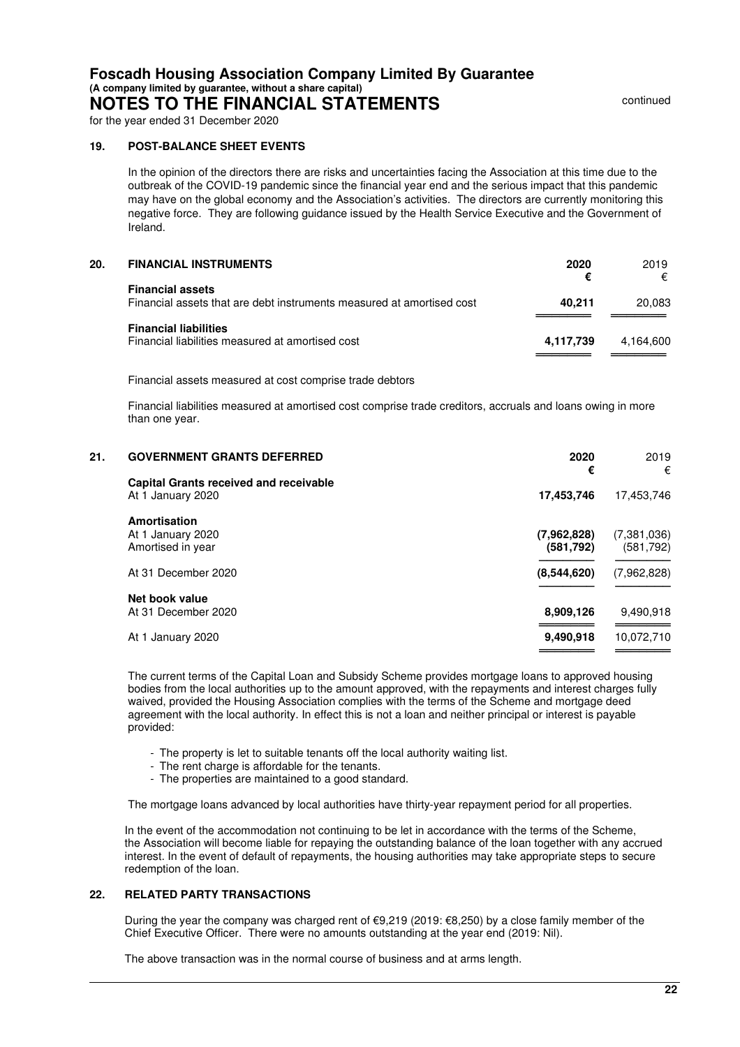**Foscadh Housing Association Company Limited By Guarantee**
**(A company limited by guarantee, without a share capital)**
**NOTES TO THE FINANCIAL STATEMENTS**
for the year ended 31 December 2020

continued

### 19. POST-BALANCE SHEET EVENTS

In the opinion of the directors there are risks and uncertainties facing the Association at this time due to the outbreak of the COVID-19 pandemic since the financial year end and the serious impact that this pandemic may have on the global economy and the Association's activities. The directors are currently monitoring this negative force. They are following guidance issued by the Health Service Executive and the Government of Ireland.

### 20. FINANCIAL INSTRUMENTS

| | 2020 € | 2019 € |
|---|---|---|
| **Financial assets** | | |
| Financial assets that are debt instruments measured at amortised cost | **40,211** | 20,083 |
| **Financial liabilities** | | |
| Financial liabilities measured at amortised cost | **4,117,739** | 4,164,600 |

Financial assets measured at cost comprise trade debtors

Financial liabilities measured at amortised cost comprise trade creditors, accruals and loans owing in more than one year.

### 21. GOVERNMENT GRANTS DEFERRED

| | 2020 € | 2019 € |
|---|---|---|
| **Capital Grants received and receivable** | | |
| At 1 January 2020 | **17,453,746** | 17,453,746 |
| **Amortisation** | | |
| At 1 January 2020 | **(7,962,828)** | (7,381,036) |
| Amortised in year | **(581,792)** | (581,792) |
| At 31 December 2020 | **(8,544,620)** | (7,962,828) |
| **Net book value** | | |
| At 31 December 2020 | **8,909,126** | 9,490,918 |
| At 1 January 2020 | **9,490,918** | 10,072,710 |

The current terms of the Capital Loan and Subsidy Scheme provides mortgage loans to approved housing bodies from the local authorities up to the amount approved, with the repayments and interest charges fully waived, provided the Housing Association complies with the terms of the Scheme and mortgage deed agreement with the local authority. In effect this is not a loan and neither principal or interest is payable provided:

- The property is let to suitable tenants off the local authority waiting list.
- The rent charge is affordable for the tenants.
- The properties are maintained to a good standard.

The mortgage loans advanced by local authorities have thirty-year repayment period for all properties.

In the event of the accommodation not continuing to be let in accordance with the terms of the Scheme, the Association will become liable for repaying the outstanding balance of the loan together with any accrued interest. In the event of default of repayments, the housing authorities may take appropriate steps to secure redemption of the loan.

### 22. RELATED PARTY TRANSACTIONS

During the year the company was charged rent of €9,219 (2019: €8,250) by a close family member of the Chief Executive Officer. There were no amounts outstanding at the year end (2019: Nil).

The above transaction was in the normal course of business and at arms length.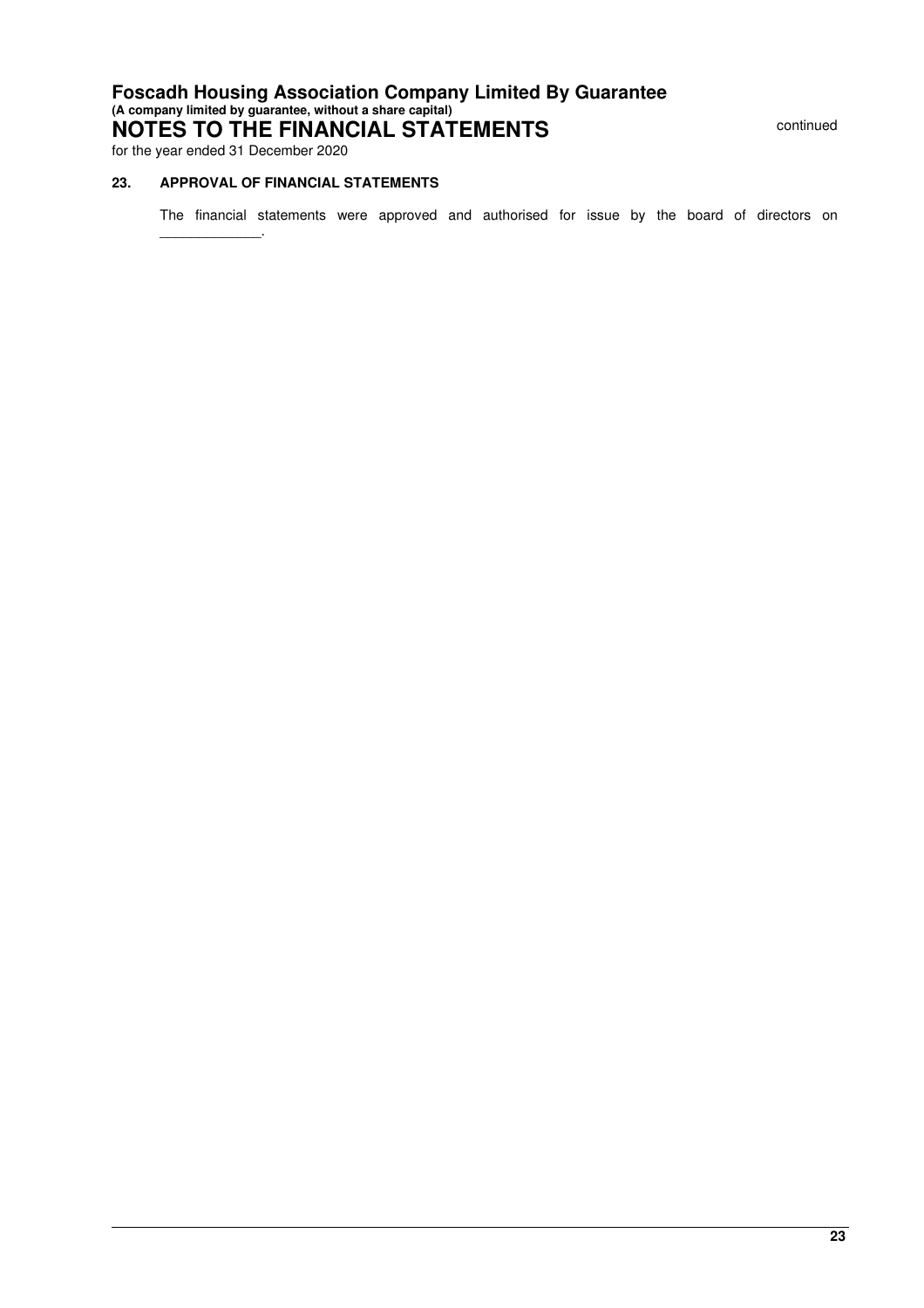## 23. APPROVAL OF FINANCIAL STATEMENTS

The financial statements were approved and authorised for issue by the board of directors on _____________.